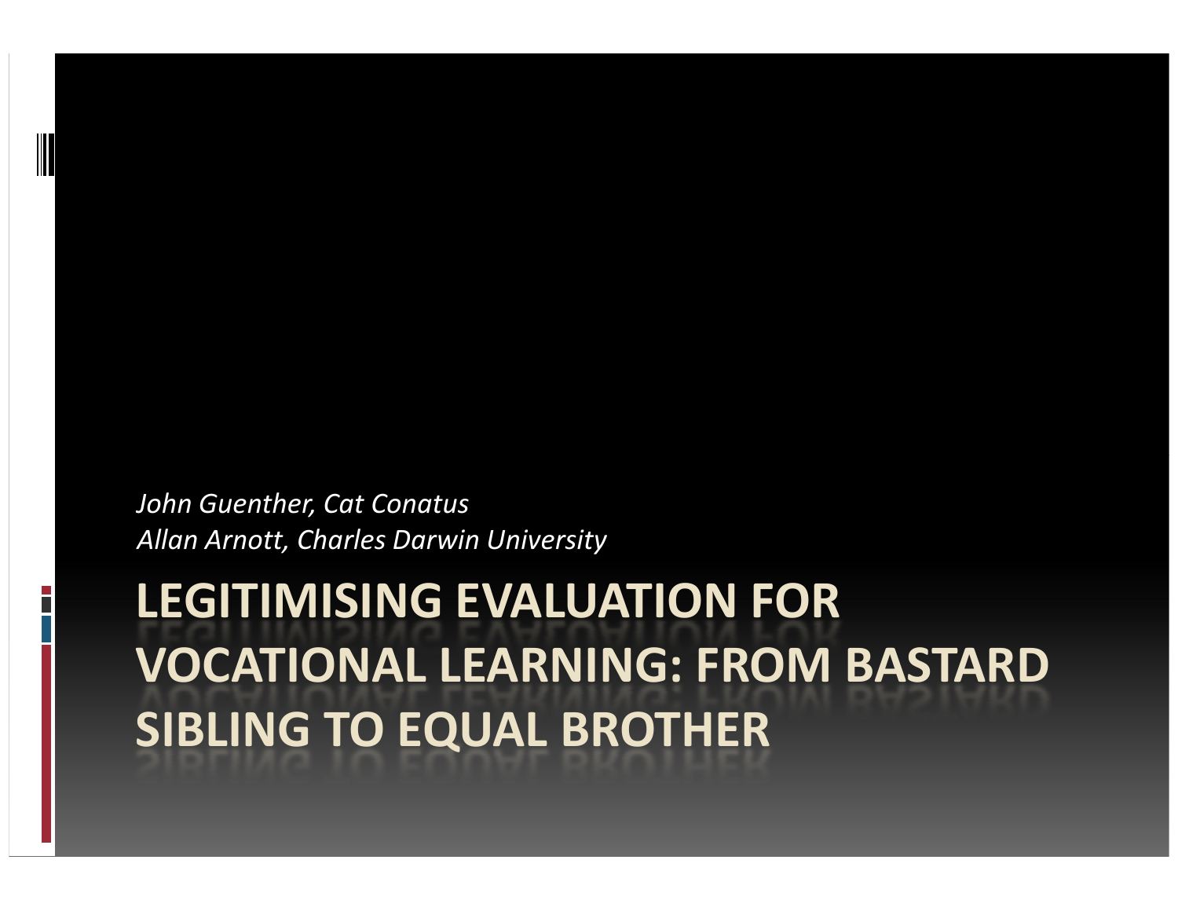*John Guenther, Cat Conatus*
*Allan Arnott, Charles Darwin University*

# LEGITIMISING EVALUATION FOR VOCATIONAL LEARNING: FROM BASTARD SIBLING TO EQUAL BROTHER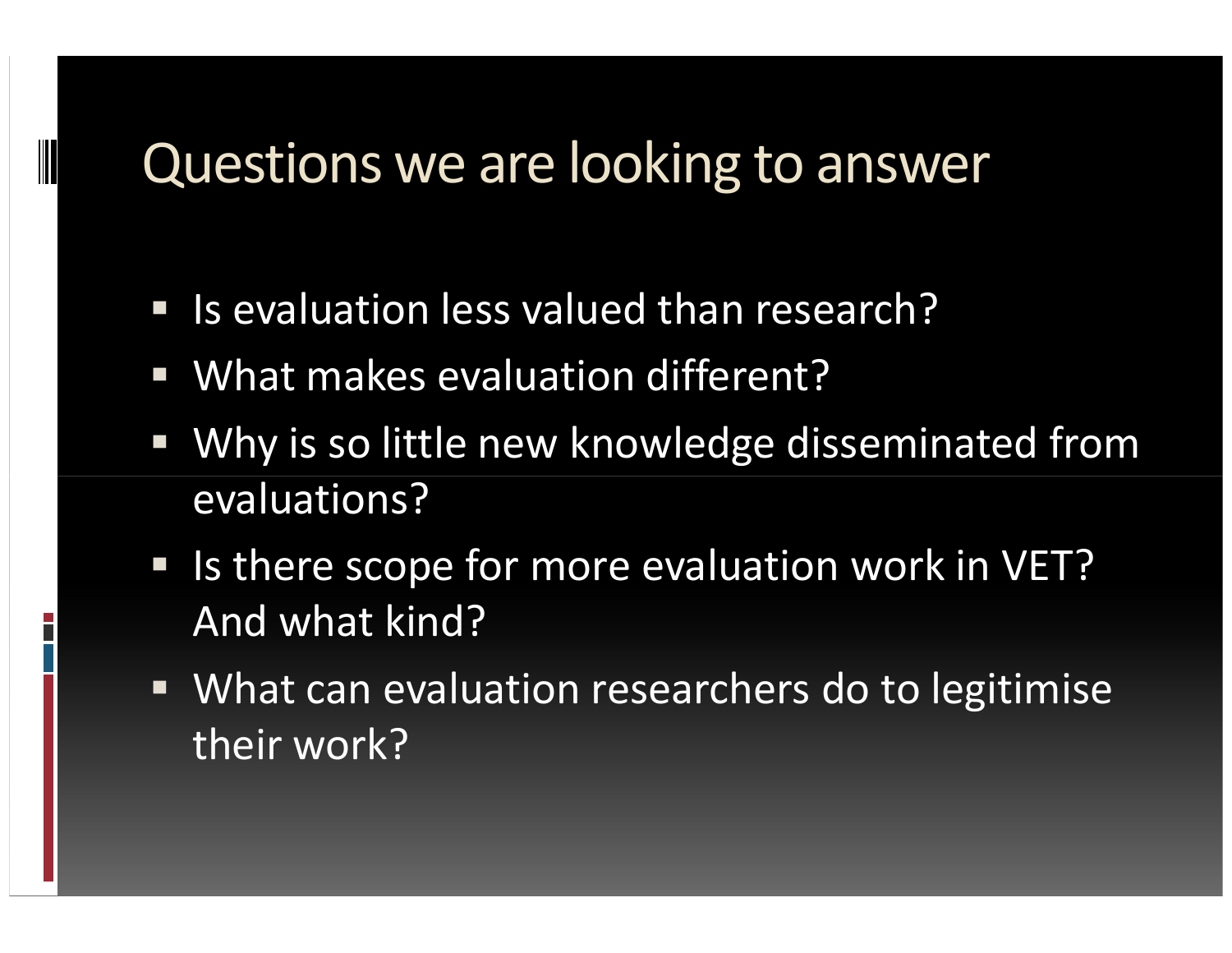# Questions we are looking to answer

- Is evaluation less valued than research?
- What makes evaluation different?
- Why is so little new knowledge disseminated from evaluations?
- Is there scope for more evaluation work in VET? And what kind?
- What can evaluation researchers do to legitimise their work?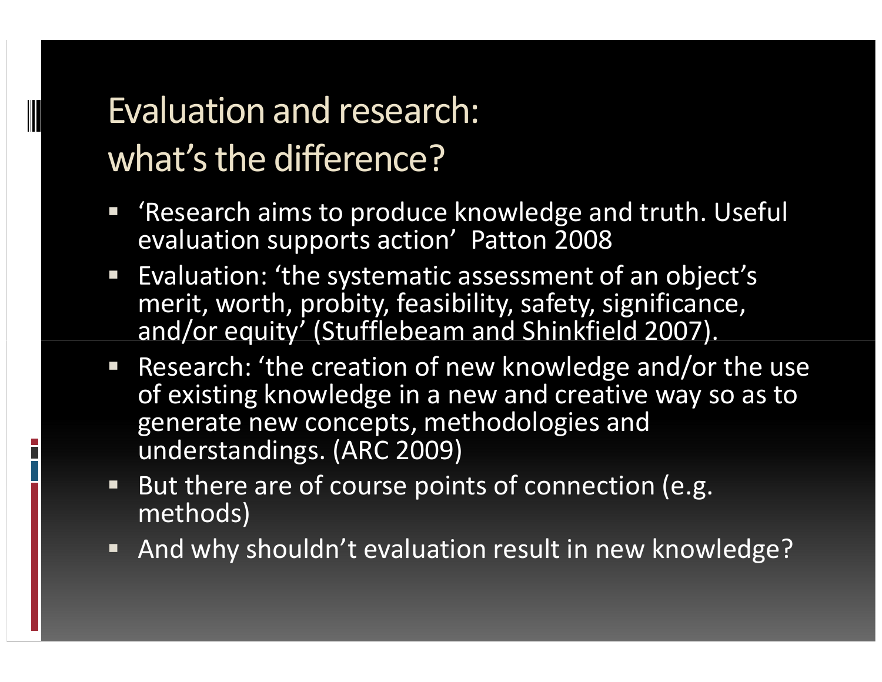# Evaluation and research: what's the difference?

- 'Research aims to produce knowledge and truth. Useful evaluation supports action' Patton 2008
- Evaluation: 'the systematic assessment of an object's merit, worth, probity, feasibility, safety, significance, and/or equity' (Stufflebeam and Shinkfield 2007).
- Research: 'the creation of new knowledge and/or the use of existing knowledge in a new and creative way so as to generate new concepts, methodologies and understandings. (ARC 2009)
- But there are of course points of connection (e.g. methods)
- And why shouldn't evaluation result in new knowledge?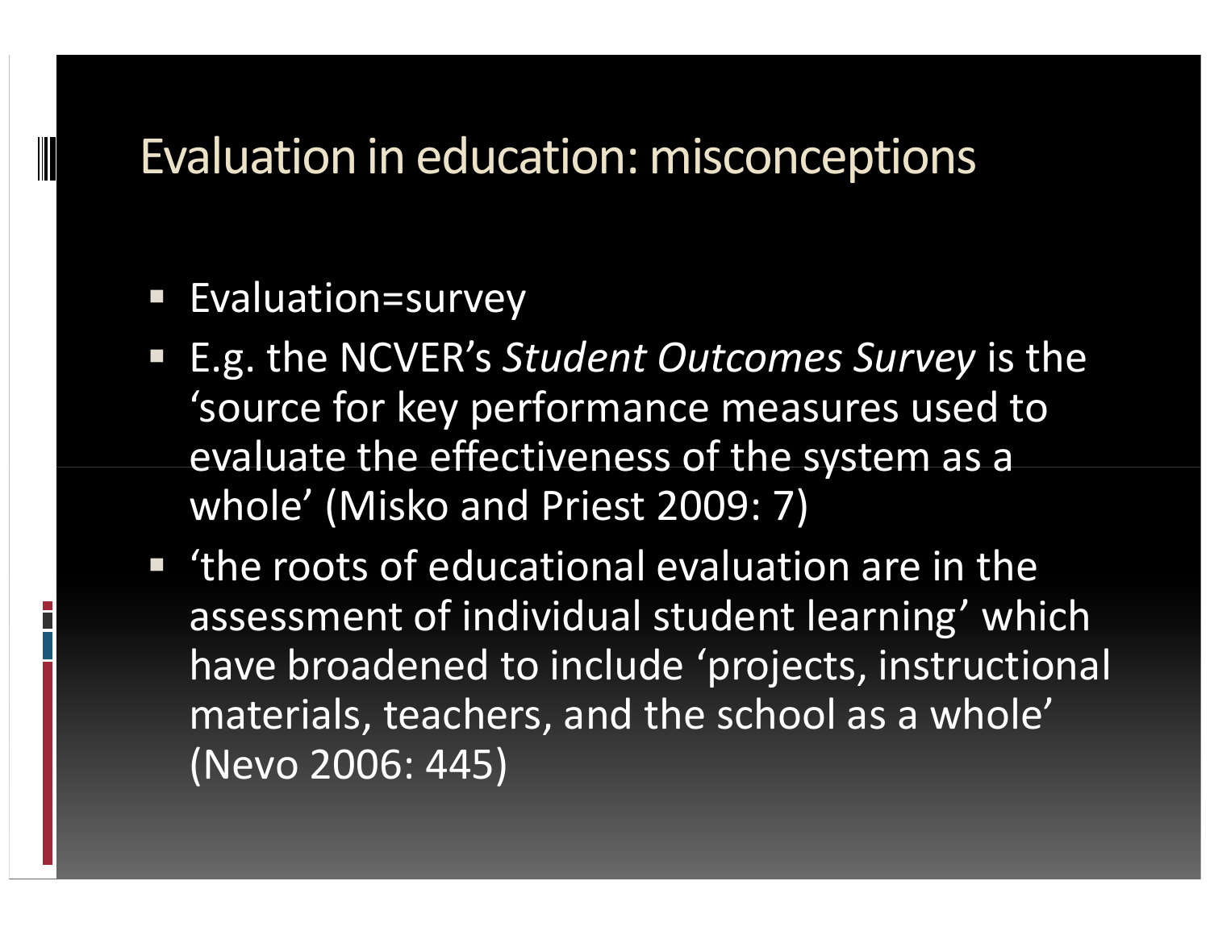# Evaluation in education: misconceptions

- Evaluation=survey
- E.g. the NCVER's *Student Outcomes Survey* is the 'source for key performance measures used to evaluate the effectiveness of the system as a whole' (Misko and Priest 2009: 7)
- 'the roots of educational evaluation are in the assessment of individual student learning' which have broadened to include 'projects, instructional materials, teachers, and the school as a whole' (Nevo 2006: 445)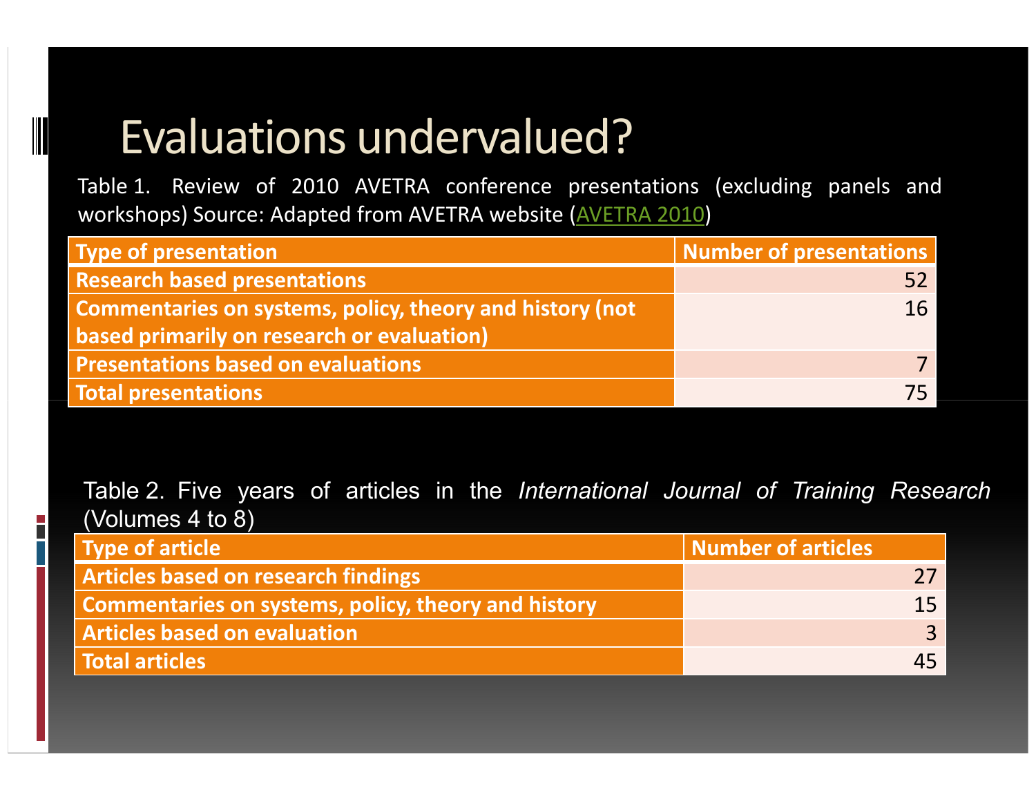# Evaluations undervalued?

Table 1. Review of 2010 AVETRA conference presentations (excluding panels and workshops) Source: Adapted from AVETRA website (AVETRA 2010)

| Type of presentation | Number of presentations |
|---|---:|
| Research based presentations | 52 |
| Commentaries on systems, policy, theory and history (not based primarily on research or evaluation) | 16 |
| Presentations based on evaluations | 7 |
| Total presentations | 75 |

Table 2. Five years of articles in the *International Journal of Training Research* (Volumes 4 to 8)

| Type of article | Number of articles |
|---|---:|
| Articles based on research findings | 27 |
| Commentaries on systems, policy, theory and history | 15 |
| Articles based on evaluation | 3 |
| Total articles | 45 |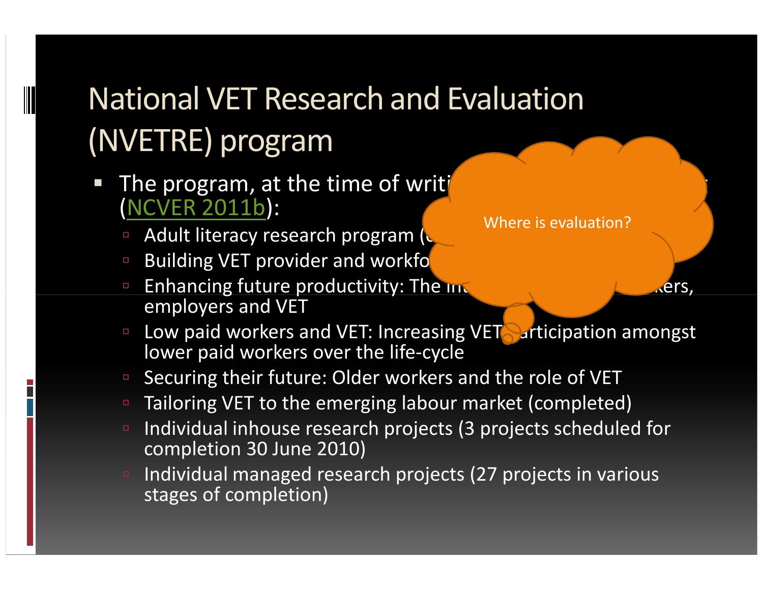# National VET Research and Evaluation (NVETRE) program

- The program, at the time of writi... (NCVER 2011b):
  - Adult literacy research program (...
  - Building VET provider and workfo...
  - Enhancing future productivity: The in... ...kers, employers and VET
  - Low paid workers and VET: Increasing VET participation amongst lower paid workers over the life-cycle
  - Securing their future: Older workers and the role of VET
  - Tailoring VET to the emerging labour market (completed)
  - Individual inhouse research projects (3 projects scheduled for completion 30 June 2010)
  - Individual managed research projects (27 projects in various stages of completion)

Where is evaluation?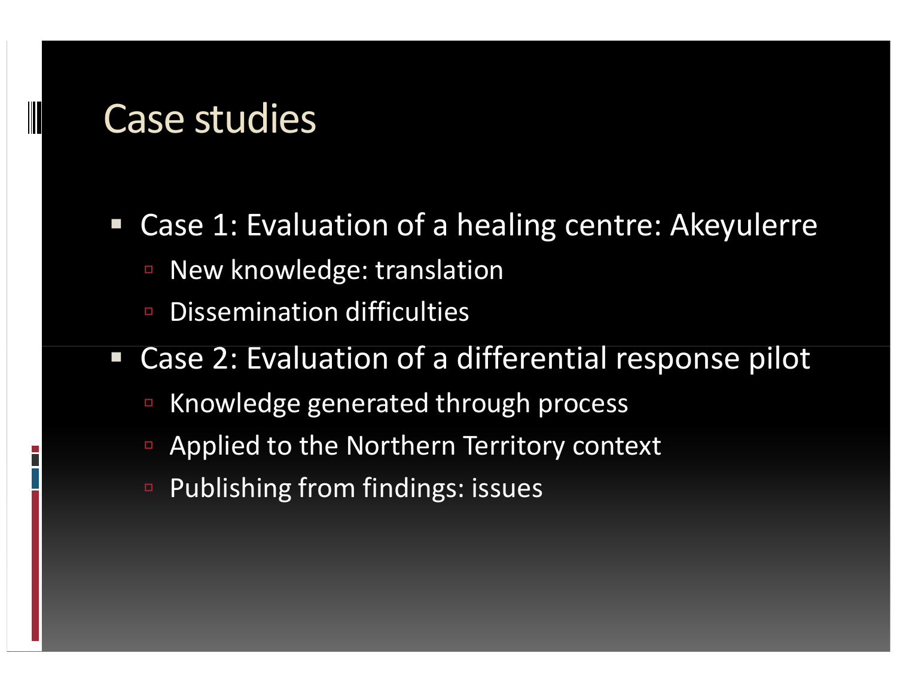# Case studies

- Case 1: Evaluation of a healing centre: Akeyulerre
  - New knowledge: translation
  - Dissemination difficulties
- Case 2: Evaluation of a differential response pilot
  - Knowledge generated through process
  - Applied to the Northern Territory context
  - Publishing from findings: issues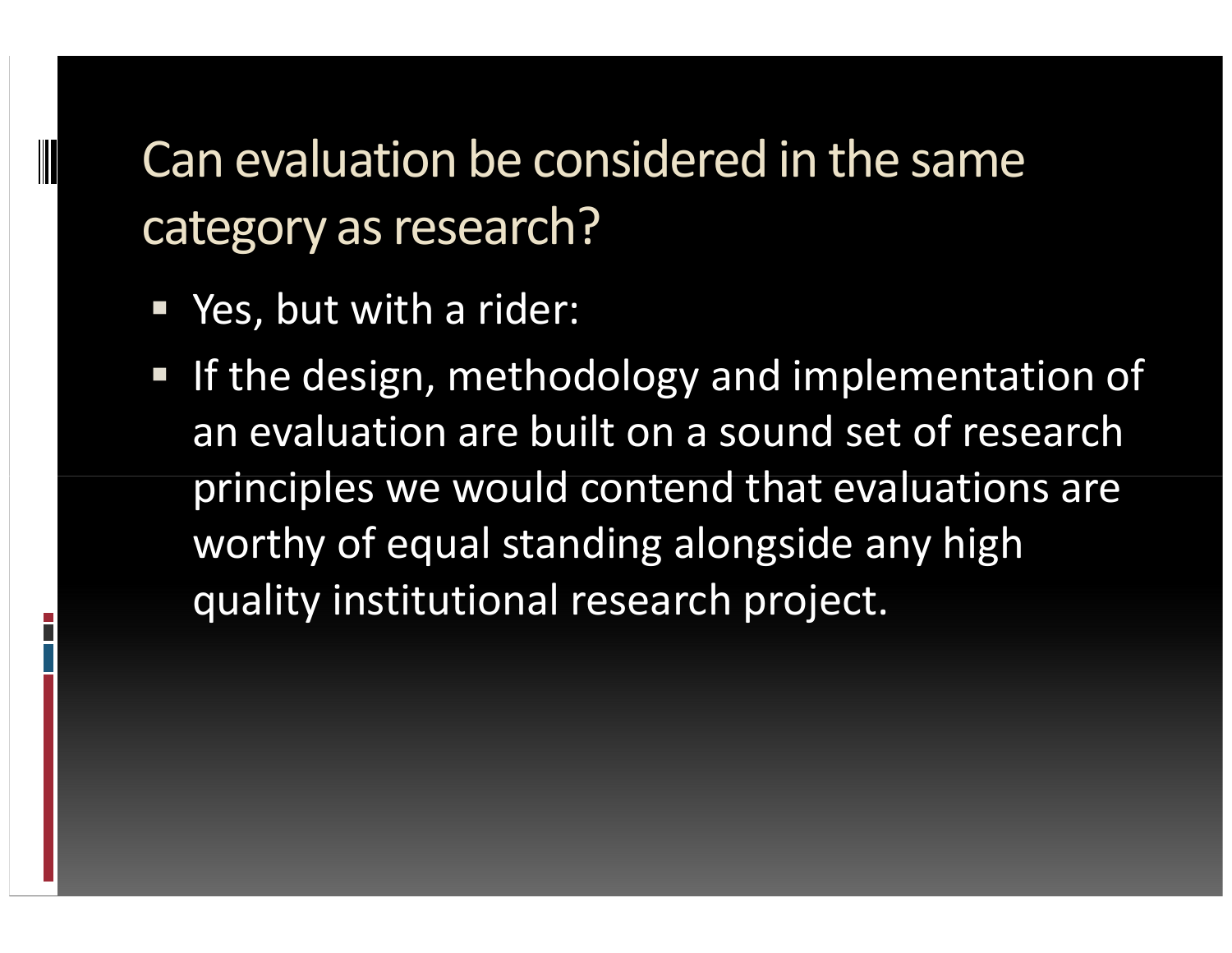## Can evaluation be considered in the same category as research?

- Yes, but with a rider:
- If the design, methodology and implementation of an evaluation are built on a sound set of research principles we would contend that evaluations are worthy of equal standing alongside any high quality institutional research project.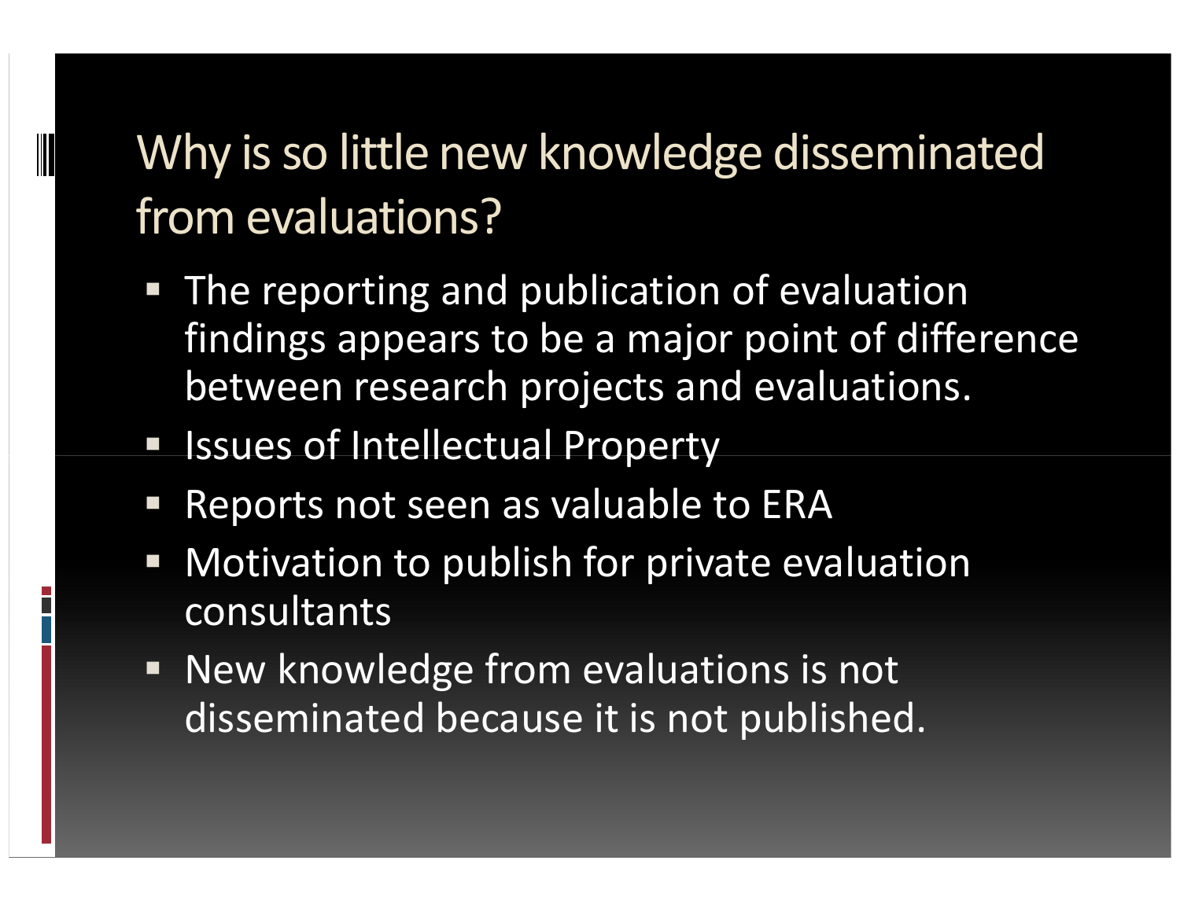# Why is so little new knowledge disseminated from evaluations?

- The reporting and publication of evaluation findings appears to be a major point of difference between research projects and evaluations.
- Issues of Intellectual Property
- Reports not seen as valuable to ERA
- Motivation to publish for private evaluation consultants
- New knowledge from evaluations is not disseminated because it is not published.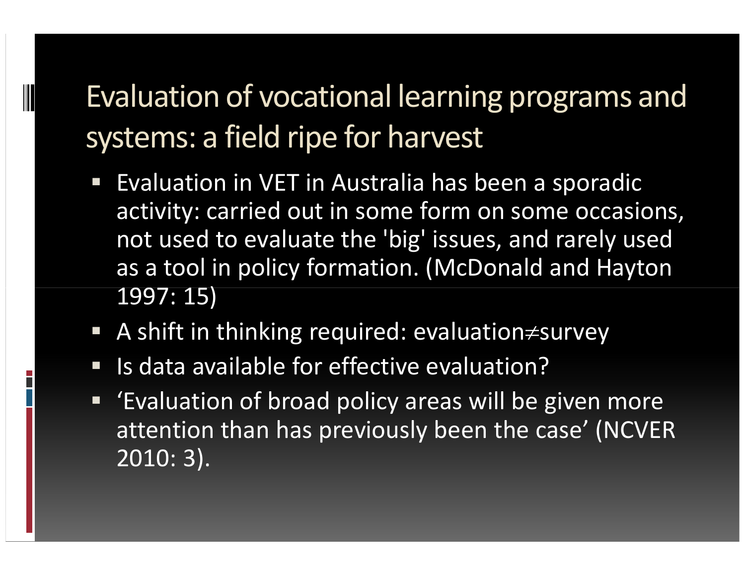# Evaluation of vocational learning programs and systems: a field ripe for harvest

- Evaluation in VET in Australia has been a sporadic activity: carried out in some form on some occasions, not used to evaluate the 'big' issues, and rarely used as a tool in policy formation. (McDonald and Hayton 1997: 15)
- A shift in thinking required: evaluation≠survey
- Is data available for effective evaluation?
- 'Evaluation of broad policy areas will be given more attention than has previously been the case' (NCVER 2010: 3).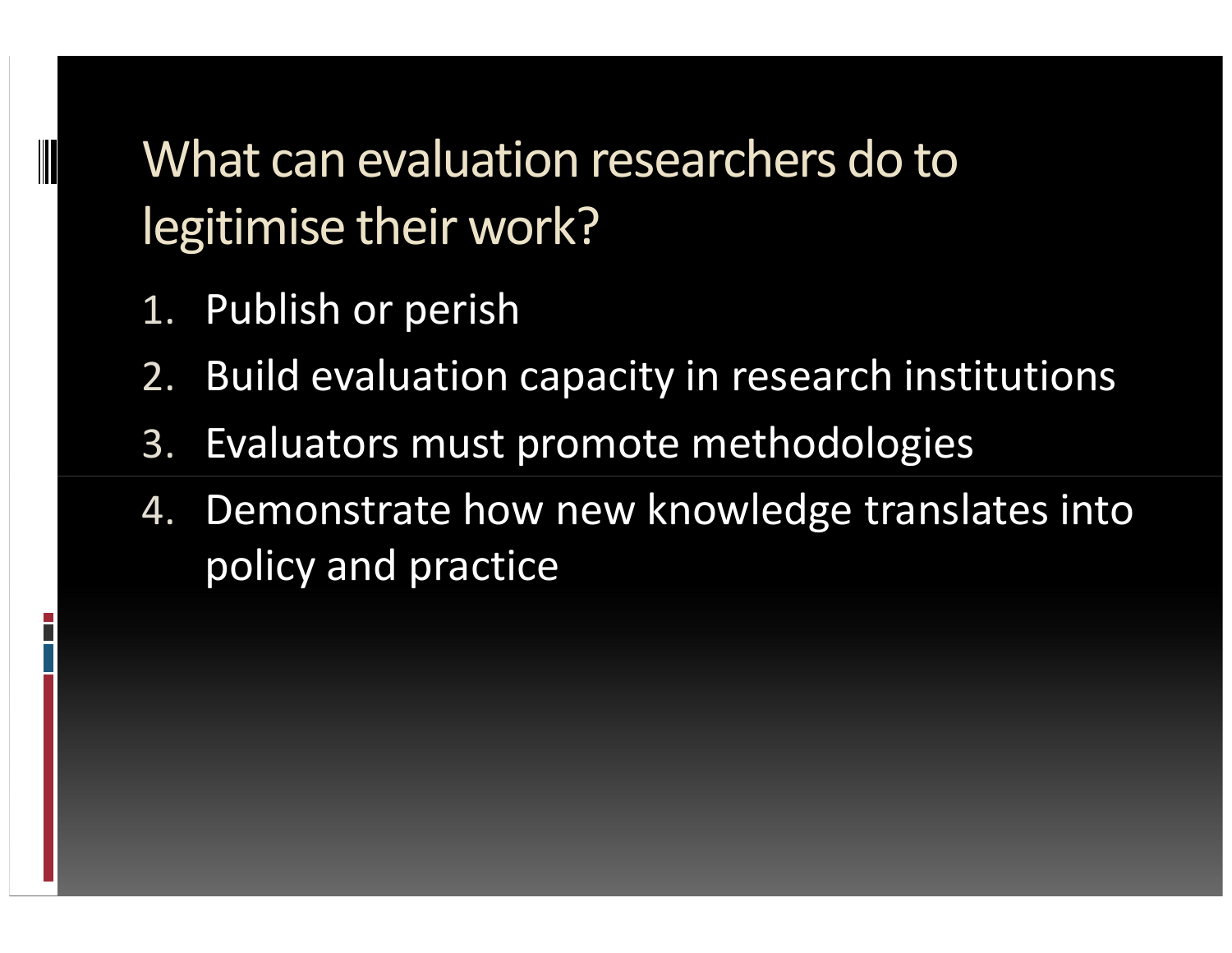# What can evaluation researchers do to legitimise their work?

1. Publish or perish
2. Build evaluation capacity in research institutions
3. Evaluators must promote methodologies
4. Demonstrate how new knowledge translates into policy and practice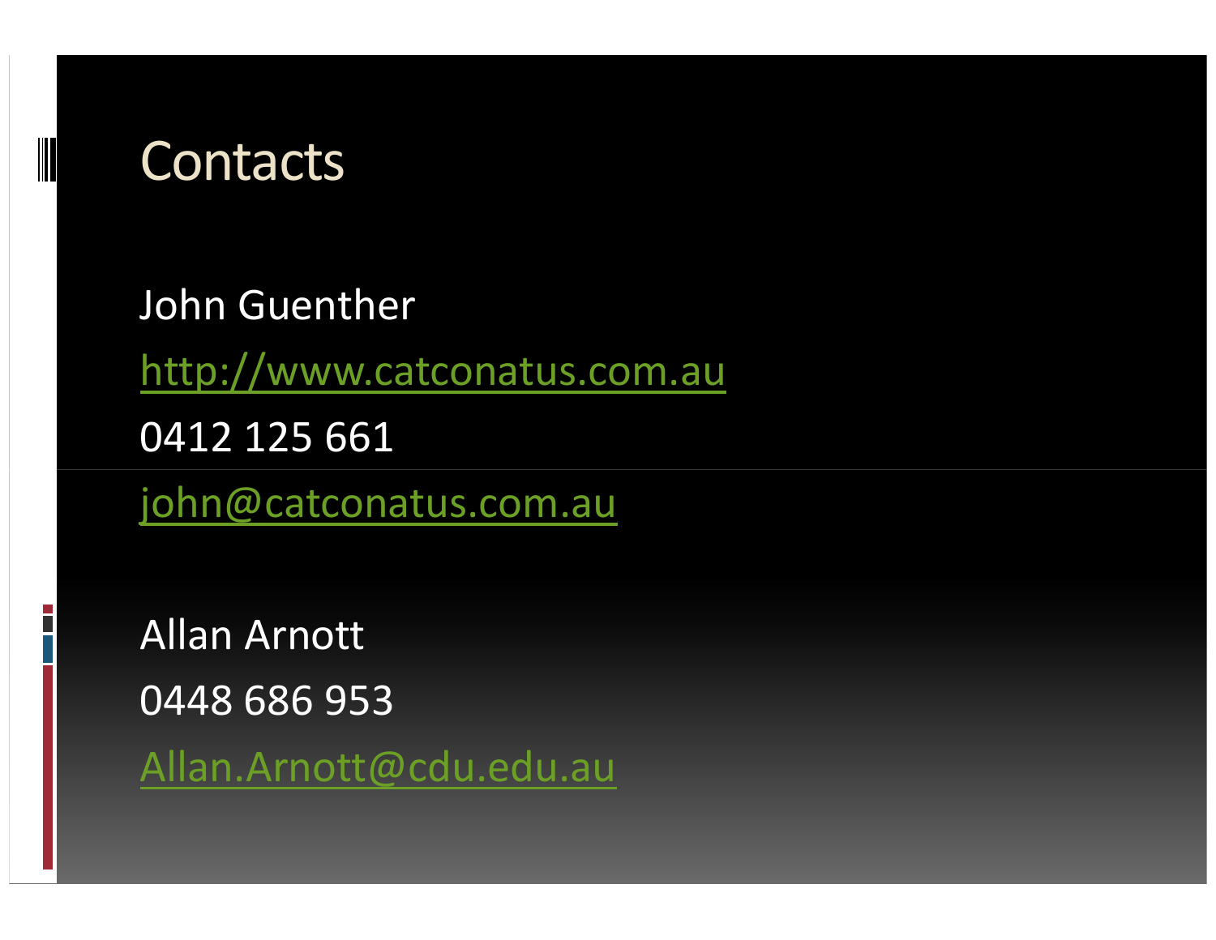# Contacts

John Guenther

http://www.catconatus.com.au

0412 125 661

john@catconatus.com.au

Allan Arnott

0448 686 953

Allan.Arnott@cdu.edu.au